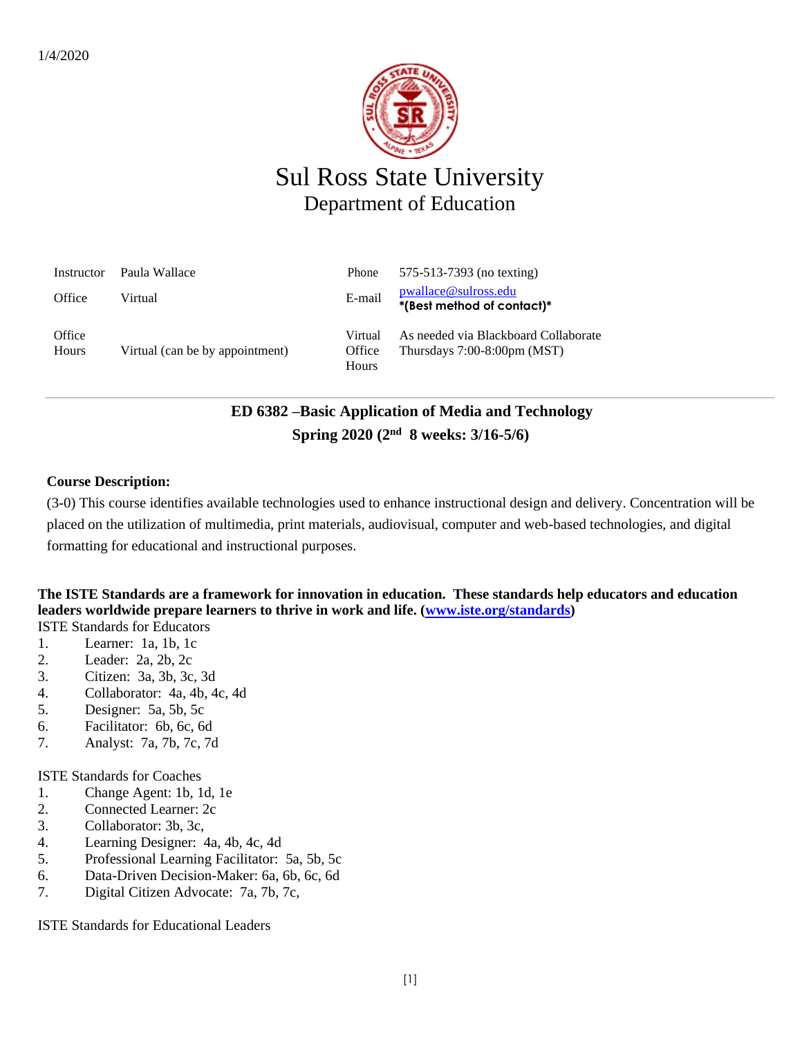1/4/2020

# Sul Ross State University
## Department of Education

| Instructor | Paula Wallace | Phone | 575-513-7393 (no texting) |
|---|---|---|---|
| Office | Virtual | E-mail | pwallace@sulross.edu **\*(Best method of contact)\*** |
| Office Hours | Virtual (can be by appointment) | Virtual Office Hours | As needed via Blackboard Collaborate Thursdays 7:00-8:00pm (MST) |

---

**ED 6382 –Basic Application of Media and Technology**

**Spring 2020 (2nd 8 weeks: 3/16-5/6)**

**Course Description:**

(3-0) This course identifies available technologies used to enhance instructional design and delivery. Concentration will be placed on the utilization of multimedia, print materials, audiovisual, computer and web-based technologies, and digital formatting for educational and instructional purposes.

**The ISTE Standards are a framework for innovation in education. These standards help educators and education leaders worldwide prepare learners to thrive in work and life. (www.iste.org/standards)**

ISTE Standards for Educators

1. Learner: 1a, 1b, 1c
2. Leader: 2a, 2b, 2c
3. Citizen: 3a, 3b, 3c, 3d
4. Collaborator: 4a, 4b, 4c, 4d
5. Designer: 5a, 5b, 5c
6. Facilitator: 6b, 6c, 6d
7. Analyst: 7a, 7b, 7c, 7d

ISTE Standards for Coaches

1. Change Agent: 1b, 1d, 1e
2. Connected Learner: 2c
3. Collaborator: 3b, 3c,
4. Learning Designer: 4a, 4b, 4c, 4d
5. Professional Learning Facilitator: 5a, 5b, 5c
6. Data-Driven Decision-Maker: 6a, 6b, 6c, 6d
7. Digital Citizen Advocate: 7a, 7b, 7c,

ISTE Standards for Educational Leaders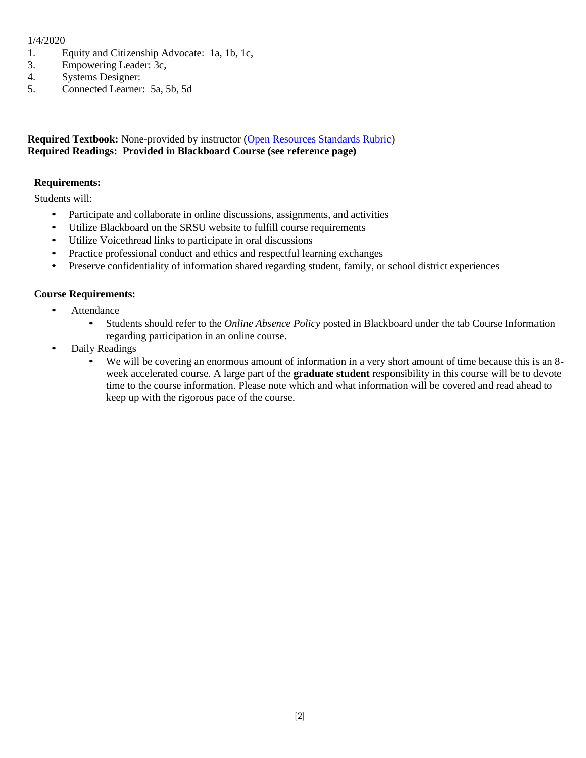1/4/2020

1. Equity and Citizenship Advocate: 1a, 1b, 1c,
3. Empowering Leader: 3c,
4. Systems Designer:
5. Connected Learner: 5a, 5b, 5d

**Required Textbook:** None-provided by instructor (Open Resources Standards Rubric)
**Required Readings: Provided in Blackboard Course (see reference page)**

**Requirements:**

Students will:

- Participate and collaborate in online discussions, assignments, and activities
- Utilize Blackboard on the SRSU website to fulfill course requirements
- Utilize Voicethread links to participate in oral discussions
- Practice professional conduct and ethics and respectful learning exchanges
- Preserve confidentiality of information shared regarding student, family, or school district experiences

**Course Requirements:**

- Attendance
  - Students should refer to the *Online Absence Policy* posted in Blackboard under the tab Course Information regarding participation in an online course.
- Daily Readings
  - We will be covering an enormous amount of information in a very short amount of time because this is an 8-week accelerated course. A large part of the **graduate student** responsibility in this course will be to devote time to the course information. Please note which and what information will be covered and read ahead to keep up with the rigorous pace of the course.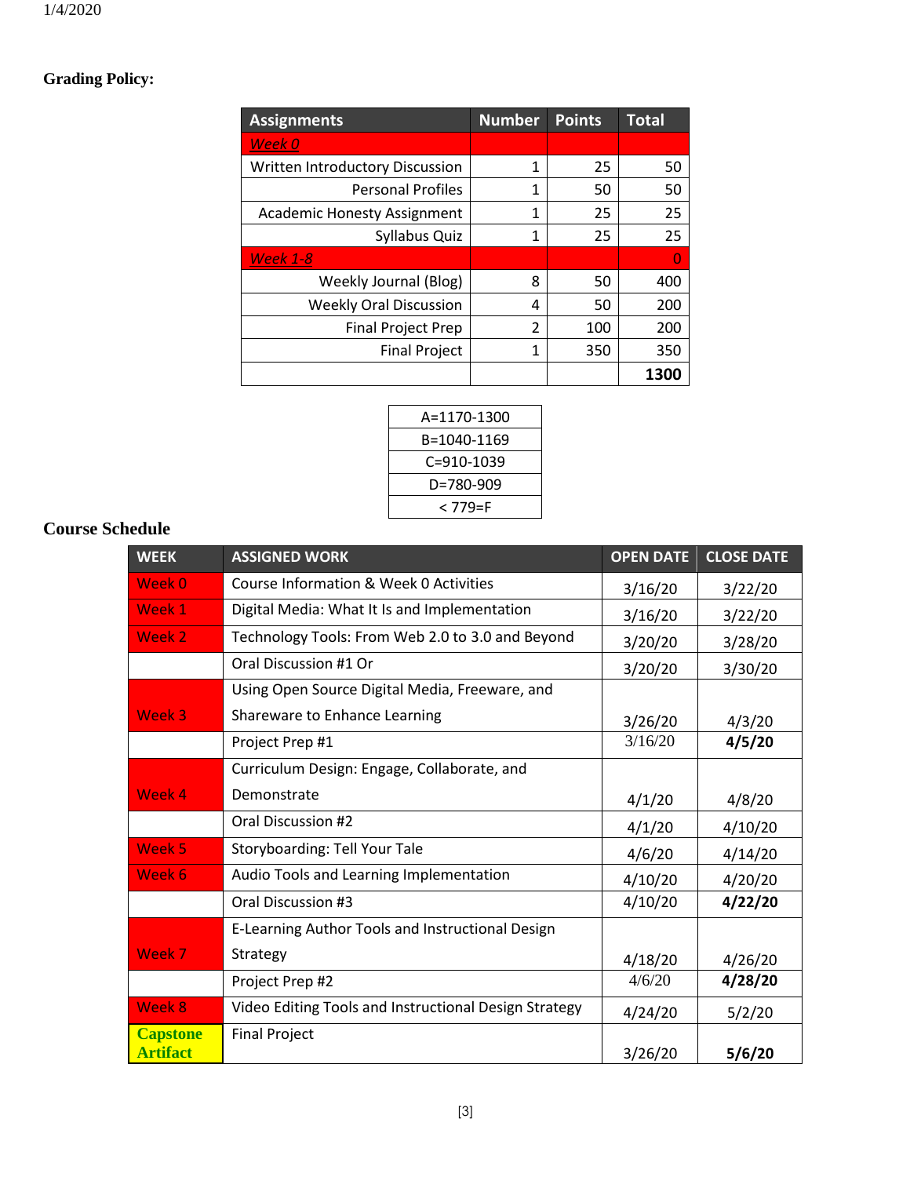**Grading Policy:**

| Assignments | Number | Points | Total |
|---|---|---|---|
| *Week 0* | | | |
| Written Introductory Discussion | 1 | 25 | 50 |
| Personal Profiles | 1 | 50 | 50 |
| Academic Honesty Assignment | 1 | 25 | 25 |
| Syllabus Quiz | 1 | 25 | 25 |
| *Week 1-8* | | | 0 |
| Weekly Journal (Blog) | 8 | 50 | 400 |
| Weekly Oral Discussion | 4 | 50 | 200 |
| Final Project Prep | 2 | 100 | 200 |
| Final Project | 1 | 350 | 350 |
| | | | **1300** |

| |
|---|
| A=1170-1300 |
| B=1040-1169 |
| C=910-1039 |
| D=780-909 |
| < 779=F |

**Course Schedule**

| WEEK | ASSIGNED WORK | OPEN DATE | CLOSE DATE |
|---|---|---|---|
| Week 0 | Course Information & Week 0 Activities | 3/16/20 | 3/22/20 |
| Week 1 | Digital Media: What It Is and Implementation | 3/16/20 | 3/22/20 |
| Week 2 | Technology Tools: From Web 2.0 to 3.0 and Beyond | 3/20/20 | 3/28/20 |
| | Oral Discussion #1 Or | 3/20/20 | 3/30/20 |
| Week 3 | Using Open Source Digital Media, Freeware, and Shareware to Enhance Learning | 3/26/20 | 4/3/20 |
| | Project Prep #1 | 3/16/20 | **4/5/20** |
| Week 4 | Curriculum Design: Engage, Collaborate, and Demonstrate | 4/1/20 | 4/8/20 |
| | Oral Discussion #2 | 4/1/20 | 4/10/20 |
| Week 5 | Storyboarding: Tell Your Tale | 4/6/20 | 4/14/20 |
| Week 6 | Audio Tools and Learning Implementation | 4/10/20 | 4/20/20 |
| | Oral Discussion #3 | 4/10/20 | **4/22/20** |
| Week 7 | E-Learning Author Tools and Instructional Design Strategy | 4/18/20 | 4/26/20 |
| | Project Prep #2 | 4/6/20 | **4/28/20** |
| Week 8 | Video Editing Tools and Instructional Design Strategy | 4/24/20 | 5/2/20 |
| **Capstone Artifact** | Final Project | 3/26/20 | **5/6/20** |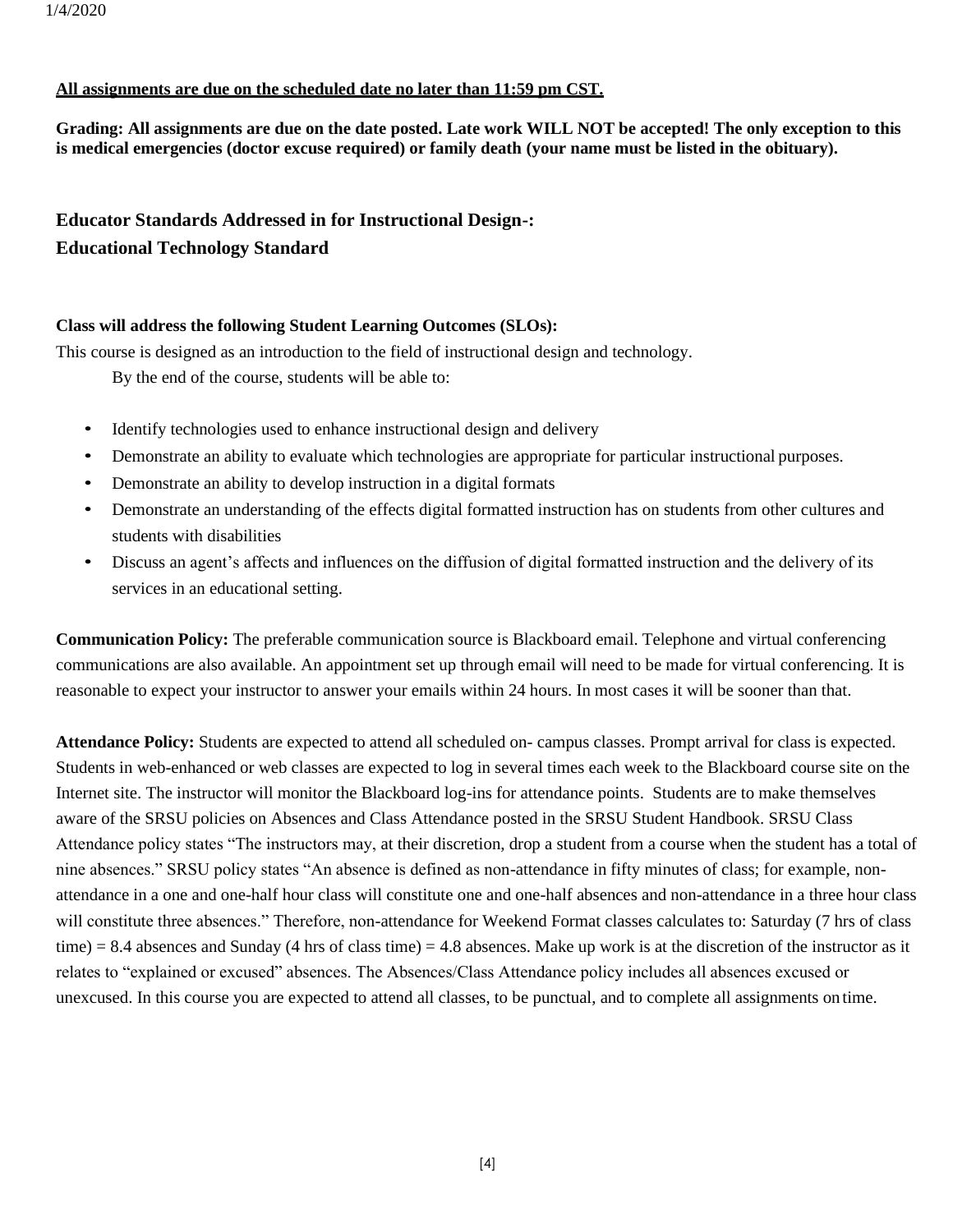**All assignments are due on the scheduled date no later than 11:59 pm CST.**

**Grading: All assignments are due on the date posted. Late work WILL NOT be accepted! The only exception to this is medical emergencies (doctor excuse required) or family death (your name must be listed in the obituary).**

### Educator Standards Addressed in for Instructional Design-:
### Educational Technology Standard

**Class will address the following Student Learning Outcomes (SLOs):**

This course is designed as an introduction to the field of instructional design and technology.

By the end of the course, students will be able to:

- Identify technologies used to enhance instructional design and delivery
- Demonstrate an ability to evaluate which technologies are appropriate for particular instructional purposes.
- Demonstrate an ability to develop instruction in a digital formats
- Demonstrate an understanding of the effects digital formatted instruction has on students from other cultures and students with disabilities
- Discuss an agent's affects and influences on the diffusion of digital formatted instruction and the delivery of its services in an educational setting.

**Communication Policy:** The preferable communication source is Blackboard email. Telephone and virtual conferencing communications are also available. An appointment set up through email will need to be made for virtual conferencing. It is reasonable to expect your instructor to answer your emails within 24 hours. In most cases it will be sooner than that.

**Attendance Policy:** Students are expected to attend all scheduled on- campus classes. Prompt arrival for class is expected. Students in web-enhanced or web classes are expected to log in several times each week to the Blackboard course site on the Internet site. The instructor will monitor the Blackboard log-ins for attendance points. Students are to make themselves aware of the SRSU policies on Absences and Class Attendance posted in the SRSU Student Handbook. SRSU Class Attendance policy states "The instructors may, at their discretion, drop a student from a course when the student has a total of nine absences." SRSU policy states "An absence is defined as non-attendance in fifty minutes of class; for example, non-attendance in a one and one-half hour class will constitute one and one-half absences and non-attendance in a three hour class will constitute three absences." Therefore, non-attendance for Weekend Format classes calculates to: Saturday (7 hrs of class time) = 8.4 absences and Sunday (4 hrs of class time) = 4.8 absences. Make up work is at the discretion of the instructor as it relates to "explained or excused" absences. The Absences/Class Attendance policy includes all absences excused or unexcused. In this course you are expected to attend all classes, to be punctual, and to complete all assignments on time.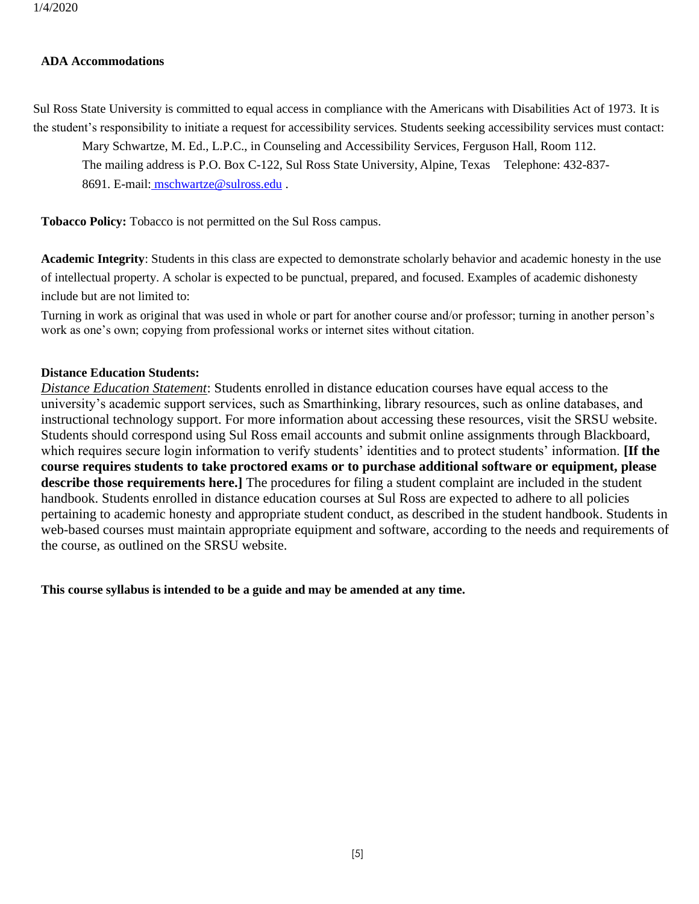**ADA Accommodations**

Sul Ross State University is committed to equal access in compliance with the Americans with Disabilities Act of 1973. It is the student's responsibility to initiate a request for accessibility services. Students seeking accessibility services must contact:

Mary Schwartze, M. Ed., L.P.C., in Counseling and Accessibility Services, Ferguson Hall, Room 112. The mailing address is P.O. Box C-122, Sul Ross State University, Alpine, Texas Telephone: 432-837-8691. E-mail: mschwartze@sulross.edu .

**Tobacco Policy:** Tobacco is not permitted on the Sul Ross campus.

**Academic Integrity**: Students in this class are expected to demonstrate scholarly behavior and academic honesty in the use of intellectual property. A scholar is expected to be punctual, prepared, and focused. Examples of academic dishonesty include but are not limited to:

Turning in work as original that was used in whole or part for another course and/or professor; turning in another person's work as one's own; copying from professional works or internet sites without citation.

**Distance Education Students:**

*Distance Education Statement*: Students enrolled in distance education courses have equal access to the university's academic support services, such as Smarthinking, library resources, such as online databases, and instructional technology support. For more information about accessing these resources, visit the SRSU website. Students should correspond using Sul Ross email accounts and submit online assignments through Blackboard, which requires secure login information to verify students' identities and to protect students' information. **[If the course requires students to take proctored exams or to purchase additional software or equipment, please describe those requirements here.]** The procedures for filing a student complaint are included in the student handbook. Students enrolled in distance education courses at Sul Ross are expected to adhere to all policies pertaining to academic honesty and appropriate student conduct, as described in the student handbook. Students in web-based courses must maintain appropriate equipment and software, according to the needs and requirements of the course, as outlined on the SRSU website.

**This course syllabus is intended to be a guide and may be amended at any time.**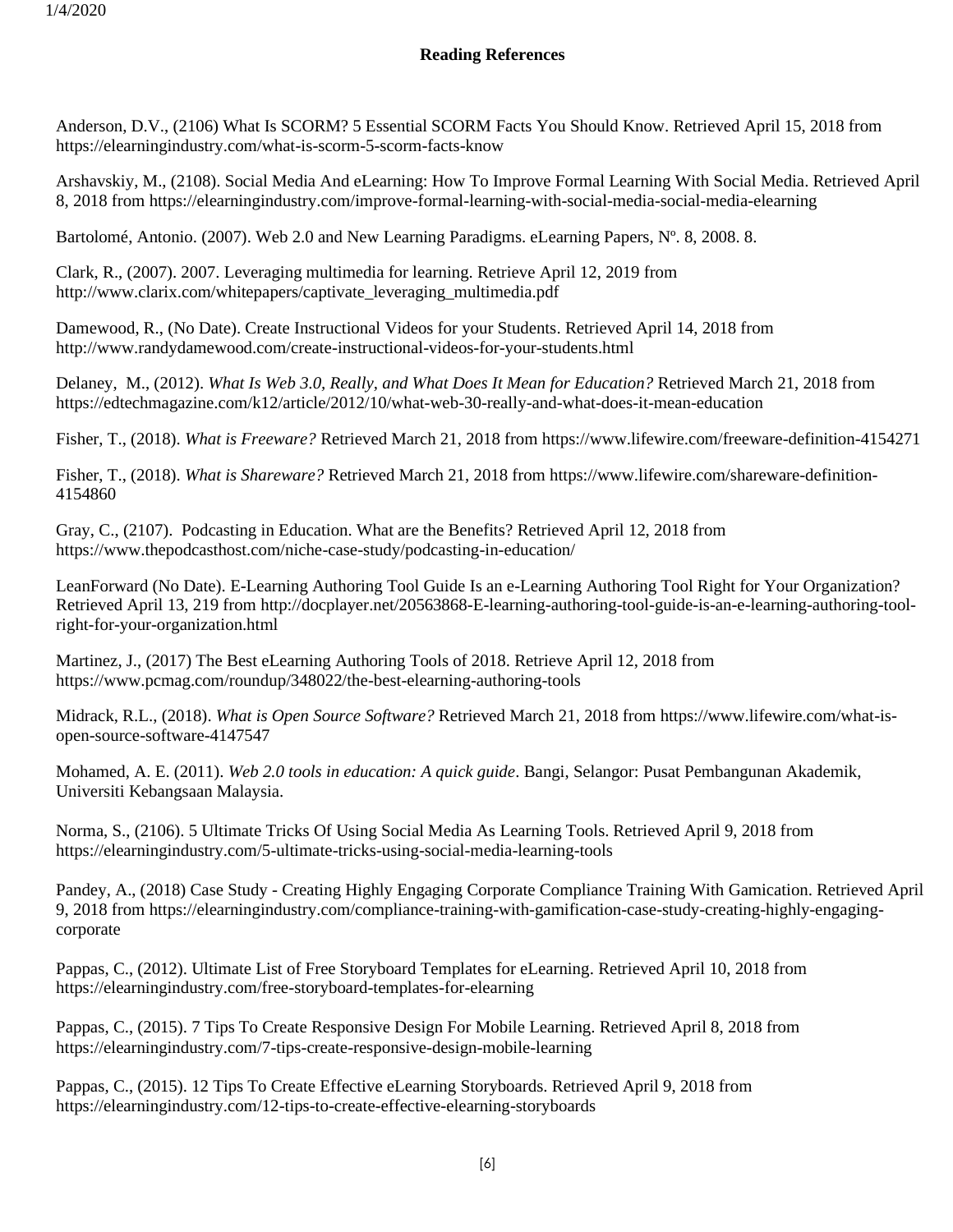**Reading References**

Anderson, D.V., (2106) What Is SCORM? 5 Essential SCORM Facts You Should Know. Retrieved April 15, 2018 from https://elearningindustry.com/what-is-scorm-5-scorm-facts-know

Arshavskiy, M., (2108). Social Media And eLearning: How To Improve Formal Learning With Social Media. Retrieved April 8, 2018 from https://elearningindustry.com/improve-formal-learning-with-social-media-social-media-elearning

Bartolomé, Antonio. (2007). Web 2.0 and New Learning Paradigms. eLearning Papers, Nº. 8, 2008. 8.

Clark, R., (2007). 2007. Leveraging multimedia for learning. Retrieve April 12, 2019 from http://www.clarix.com/whitepapers/captivate_leveraging_multimedia.pdf

Damewood, R., (No Date). Create Instructional Videos for your Students. Retrieved April 14, 2018 from http://www.randydamewood.com/create-instructional-videos-for-your-students.html

Delaney, M., (2012). *What Is Web 3.0, Really, and What Does It Mean for Education?* Retrieved March 21, 2018 from https://edtechmagazine.com/k12/article/2012/10/what-web-30-really-and-what-does-it-mean-education

Fisher, T., (2018). *What is Freeware?* Retrieved March 21, 2018 from https://www.lifewire.com/freeware-definition-4154271

Fisher, T., (2018). *What is Shareware?* Retrieved March 21, 2018 from https://www.lifewire.com/shareware-definition-4154860

Gray, C., (2107). Podcasting in Education. What are the Benefits? Retrieved April 12, 2018 from https://www.thepodcasthost.com/niche-case-study/podcasting-in-education/

LeanForward (No Date). E-Learning Authoring Tool Guide Is an e-Learning Authoring Tool Right for Your Organization? Retrieved April 13, 219 from http://docplayer.net/20563868-E-learning-authoring-tool-guide-is-an-e-learning-authoring-tool-right-for-your-organization.html

Martinez, J., (2017) The Best eLearning Authoring Tools of 2018. Retrieve April 12, 2018 from https://www.pcmag.com/roundup/348022/the-best-elearning-authoring-tools

Midrack, R.L., (2018). *What is Open Source Software?* Retrieved March 21, 2018 from https://www.lifewire.com/what-is-open-source-software-4147547

Mohamed, A. E. (2011). *Web 2.0 tools in education: A quick guide*. Bangi, Selangor: Pusat Pembangunan Akademik, Universiti Kebangsaan Malaysia.

Norma, S., (2106). 5 Ultimate Tricks Of Using Social Media As Learning Tools. Retrieved April 9, 2018 from https://elearningindustry.com/5-ultimate-tricks-using-social-media-learning-tools

Pandey, A., (2018) Case Study - Creating Highly Engaging Corporate Compliance Training With Gamication. Retrieved April 9, 2018 from https://elearningindustry.com/compliance-training-with-gamification-case-study-creating-highly-engaging-corporate

Pappas, C., (2012). Ultimate List of Free Storyboard Templates for eLearning. Retrieved April 10, 2018 from https://elearningindustry.com/free-storyboard-templates-for-elearning

Pappas, C., (2015). 7 Tips To Create Responsive Design For Mobile Learning. Retrieved April 8, 2018 from https://elearningindustry.com/7-tips-create-responsive-design-mobile-learning

Pappas, C., (2015). 12 Tips To Create Effective eLearning Storyboards. Retrieved April 9, 2018 from https://elearningindustry.com/12-tips-to-create-effective-elearning-storyboards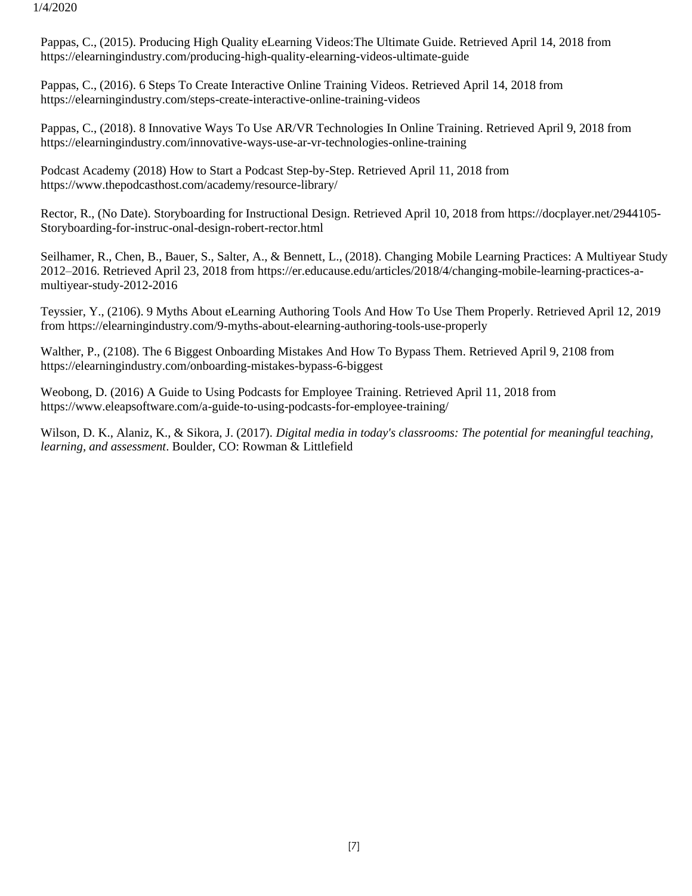Pappas, C., (2015). Producing High Quality eLearning Videos:The Ultimate Guide. Retrieved April 14, 2018 from https://elearningindustry.com/producing-high-quality-elearning-videos-ultimate-guide

Pappas, C., (2016). 6 Steps To Create Interactive Online Training Videos. Retrieved April 14, 2018 from https://elearningindustry.com/steps-create-interactive-online-training-videos

Pappas, C., (2018). 8 Innovative Ways To Use AR/VR Technologies In Online Training. Retrieved April 9, 2018 from https://elearningindustry.com/innovative-ways-use-ar-vr-technologies-online-training

Podcast Academy (2018) How to Start a Podcast Step-by-Step. Retrieved April 11, 2018 from https://www.thepodcasthost.com/academy/resource-library/

Rector, R., (No Date). Storyboarding for Instructional Design. Retrieved April 10, 2018 from https://docplayer.net/2944105-Storyboarding-for-instruc-onal-design-robert-rector.html

Seilhamer, R., Chen, B., Bauer, S., Salter, A., & Bennett, L., (2018). Changing Mobile Learning Practices: A Multiyear Study 2012–2016. Retrieved April 23, 2018 from https://er.educause.edu/articles/2018/4/changing-mobile-learning-practices-a-multiyear-study-2012-2016

Teyssier, Y., (2106). 9 Myths About eLearning Authoring Tools And How To Use Them Properly. Retrieved April 12, 2019 from https://elearningindustry.com/9-myths-about-elearning-authoring-tools-use-properly

Walther, P., (2108). The 6 Biggest Onboarding Mistakes And How To Bypass Them. Retrieved April 9, 2108 from https://elearningindustry.com/onboarding-mistakes-bypass-6-biggest

Weobong, D. (2016) A Guide to Using Podcasts for Employee Training. Retrieved April 11, 2018 from https://www.eleapsoftware.com/a-guide-to-using-podcasts-for-employee-training/

Wilson, D. K., Alaniz, K., & Sikora, J. (2017). *Digital media in today's classrooms: The potential for meaningful teaching, learning, and assessment*. Boulder, CO: Rowman & Littlefield